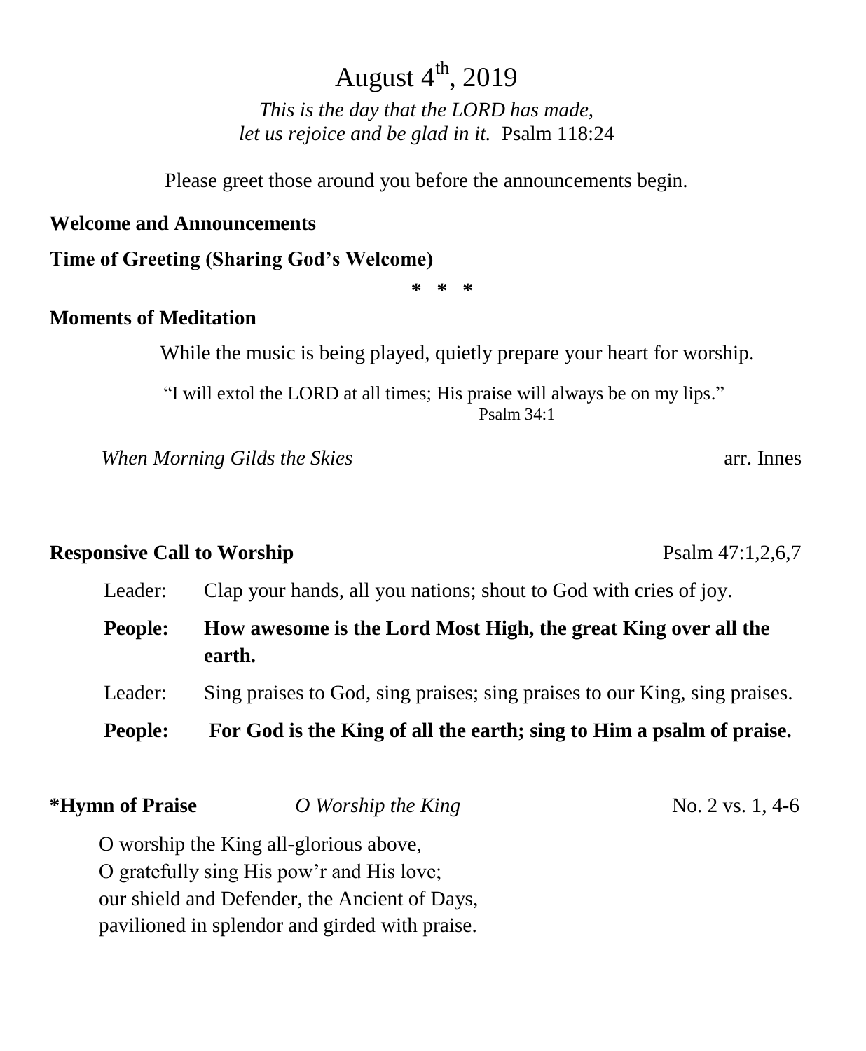# August 4th, 2019

*This is the day that the LORD has made,*
*let us rejoice and be glad in it.* Psalm 118:24

Please greet those around you before the announcements begin.

**Welcome and Announcements**

**Time of Greeting (Sharing God's Welcome)**

**\* \* \***

**Moments of Meditation**

While the music is being played, quietly prepare your heart for worship.

"I will extol the LORD at all times; His praise will always be on my lips."
Psalm 34:1

*When Morning Gilds the Skies* arr. Innes

**Responsive Call to Worship** Psalm 47:1,2,6,7

Leader: Clap your hands, all you nations; shout to God with cries of joy.

**People: How awesome is the Lord Most High, the great King over all the earth.**

Leader: Sing praises to God, sing praises; sing praises to our King, sing praises.

**People: For God is the King of all the earth; sing to Him a psalm of praise.**

**\*Hymn of Praise** *O Worship the King* No. 2 vs. 1, 4-6

O worship the King all-glorious above,
O gratefully sing His pow'r and His love;
our shield and Defender, the Ancient of Days,
pavilioned in splendor and girded with praise.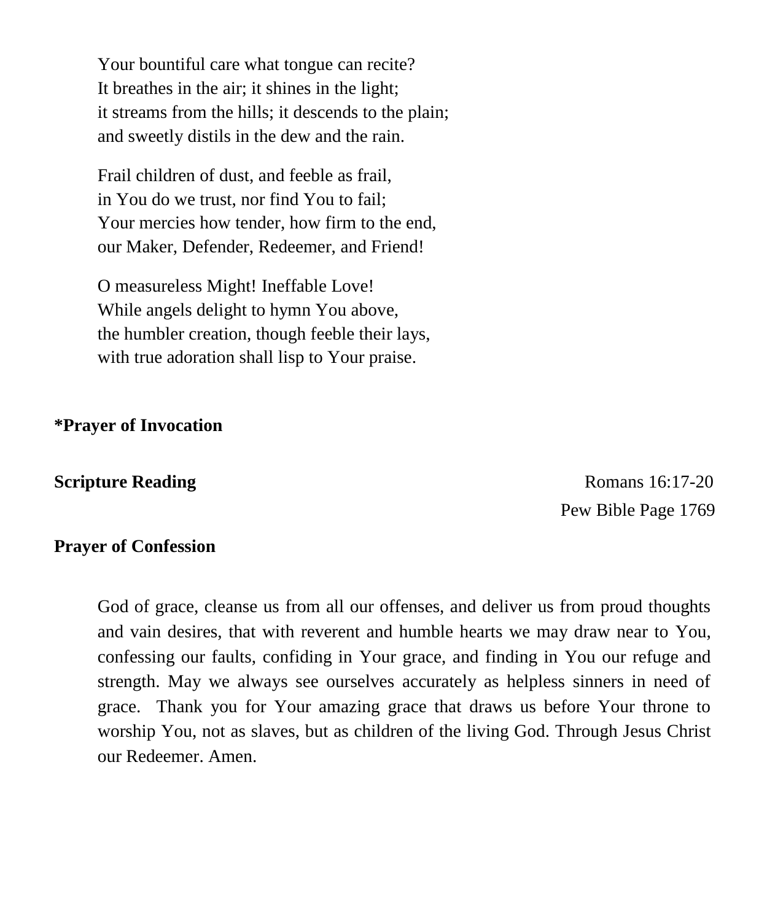Your bountiful care what tongue can recite?  
It breathes in the air; it shines in the light;  
it streams from the hills; it descends to the plain;  
and sweetly distils in the dew and the rain.

Frail children of dust, and feeble as frail,  
in You do we trust, nor find You to fail;  
Your mercies how tender, how firm to the end,  
our Maker, Defender, Redeemer, and Friend!

O measureless Might! Ineffable Love!  
While angels delight to hymn You above,  
the humbler creation, though feeble their lays,  
with true adoration shall lisp to Your praise.

**\*Prayer of Invocation**

**Scripture Reading** Romans 16:17-20  
Pew Bible Page 1769

**Prayer of Confession**

God of grace, cleanse us from all our offenses, and deliver us from proud thoughts and vain desires, that with reverent and humble hearts we may draw near to You, confessing our faults, confiding in Your grace, and finding in You our refuge and strength. May we always see ourselves accurately as helpless sinners in need of grace. Thank you for Your amazing grace that draws us before Your throne to worship You, not as slaves, but as children of the living God. Through Jesus Christ our Redeemer. Amen.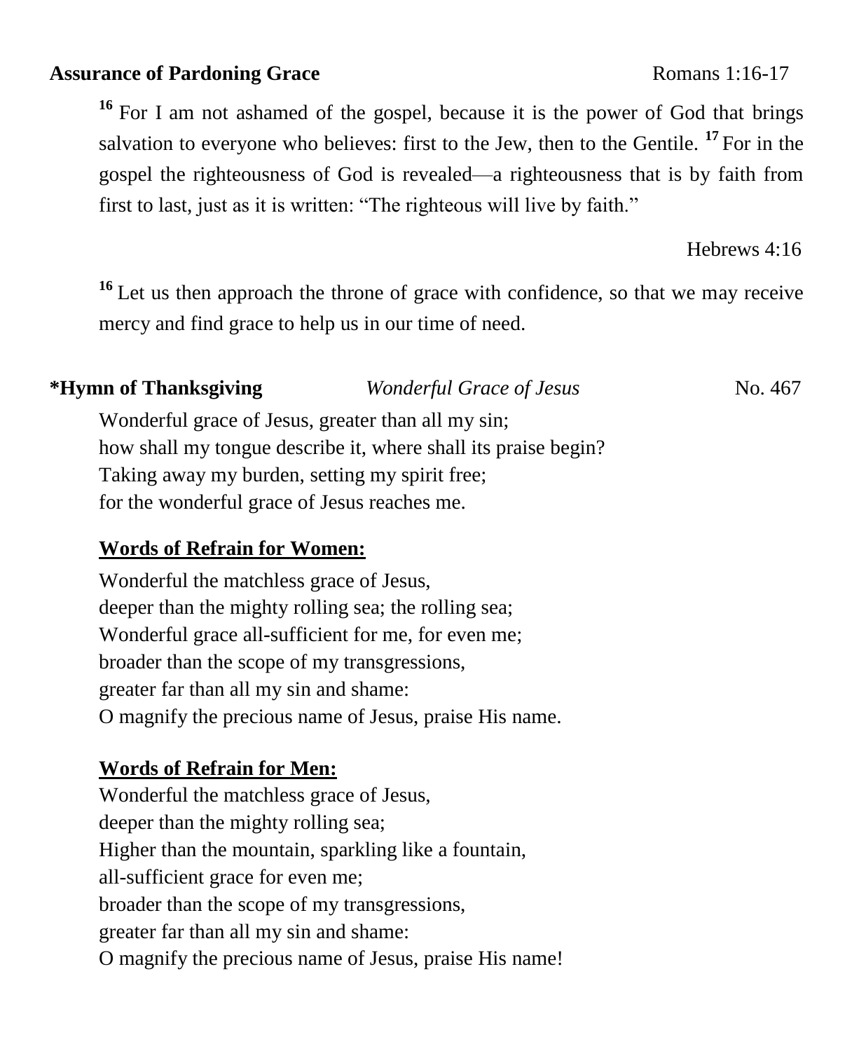**Assurance of Pardoning Grace** Romans 1:16-17

[16] For I am not ashamed of the gospel, because it is the power of God that brings salvation to everyone who believes: first to the Jew, then to the Gentile. [17] For in the gospel the righteousness of God is revealed—a righteousness that is by faith from first to last, just as it is written: "The righteous will live by faith."

Hebrews 4:16

[16] Let us then approach the throne of grace with confidence, so that we may receive mercy and find grace to help us in our time of need.

**\*Hymn of Thanksgiving** *Wonderful Grace of Jesus* No. 467

Wonderful grace of Jesus, greater than all my sin;
how shall my tongue describe it, where shall its praise begin?
Taking away my burden, setting my spirit free;
for the wonderful grace of Jesus reaches me.

**Words of Refrain for Women:**

Wonderful the matchless grace of Jesus,
deeper than the mighty rolling sea; the rolling sea;
Wonderful grace all-sufficient for me, for even me;
broader than the scope of my transgressions,
greater far than all my sin and shame:
O magnify the precious name of Jesus, praise His name.

**Words of Refrain for Men:**

Wonderful the matchless grace of Jesus,
deeper than the mighty rolling sea;
Higher than the mountain, sparkling like a fountain,
all-sufficient grace for even me;
broader than the scope of my transgressions,
greater far than all my sin and shame:
O magnify the precious name of Jesus, praise His name!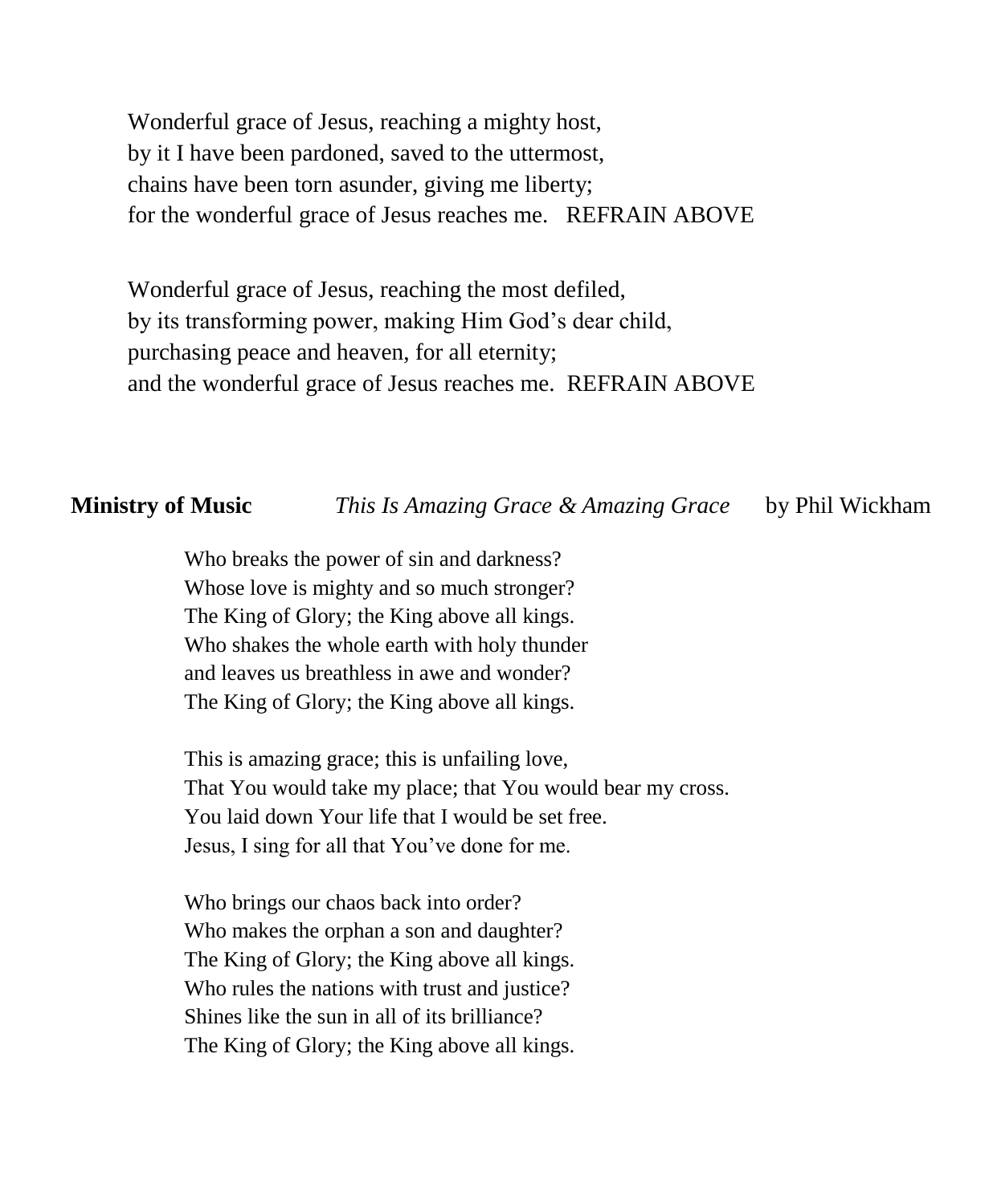Wonderful grace of Jesus, reaching a mighty host,
by it I have been pardoned, saved to the uttermost,
chains have been torn asunder, giving me liberty;
for the wonderful grace of Jesus reaches me.   REFRAIN ABOVE

Wonderful grace of Jesus, reaching the most defiled,
by its transforming power, making Him God's dear child,
purchasing peace and heaven, for all eternity;
and the wonderful grace of Jesus reaches me.  REFRAIN ABOVE

**Ministry of Music**   *This Is Amazing Grace & Amazing Grace*   by Phil Wickham

Who breaks the power of sin and darkness?
Whose love is mighty and so much stronger?
The King of Glory; the King above all kings.
Who shakes the whole earth with holy thunder
and leaves us breathless in awe and wonder?
The King of Glory; the King above all kings.

This is amazing grace; this is unfailing love,
That You would take my place; that You would bear my cross.
You laid down Your life that I would be set free.
Jesus, I sing for all that You've done for me.

Who brings our chaos back into order?
Who makes the orphan a son and daughter?
The King of Glory; the King above all kings.
Who rules the nations with trust and justice?
Shines like the sun in all of its brilliance?
The King of Glory; the King above all kings.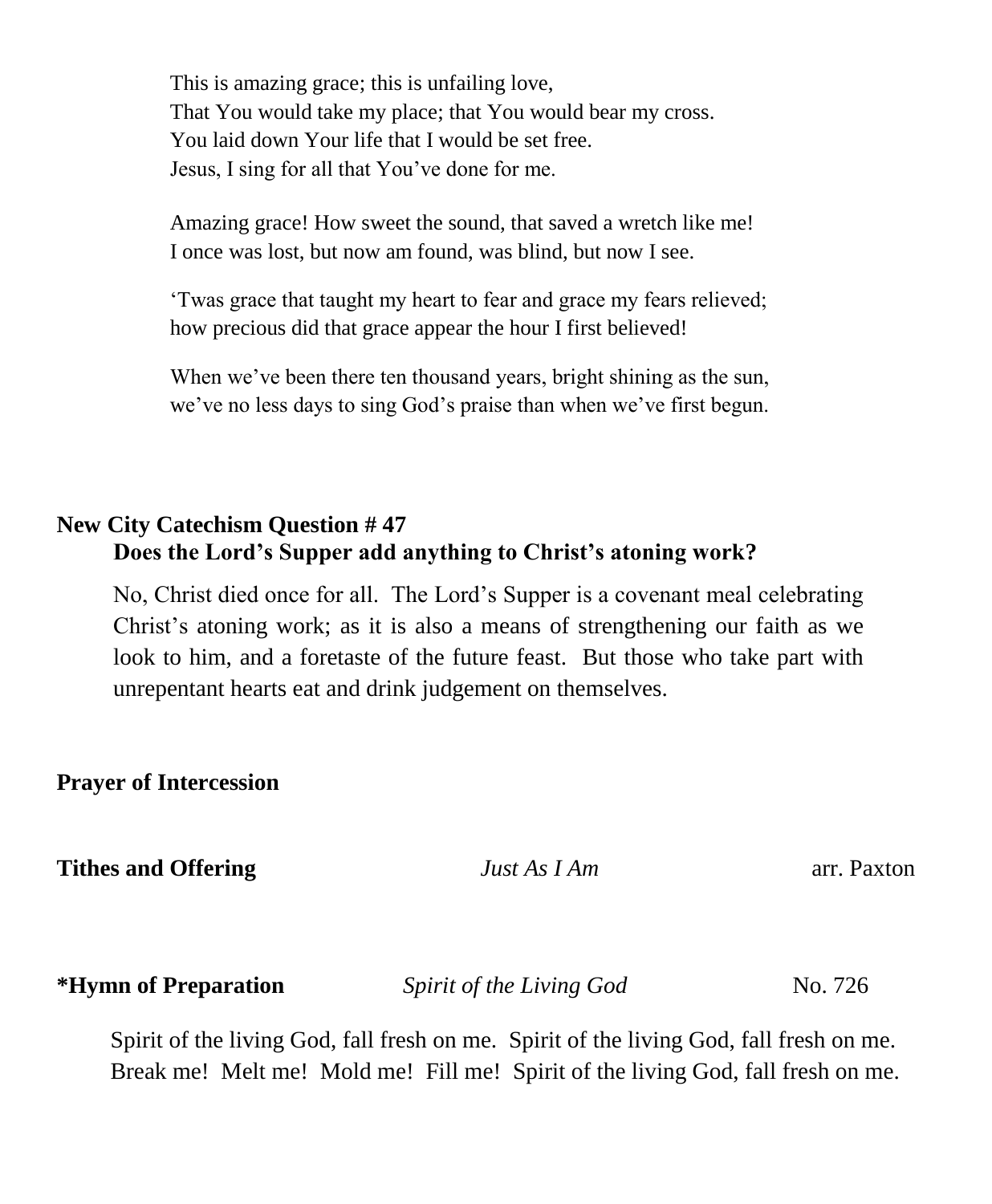This is amazing grace; this is unfailing love,
That You would take my place; that You would bear my cross.
You laid down Your life that I would be set free.
Jesus, I sing for all that You've done for me.

Amazing grace! How sweet the sound, that saved a wretch like me!
I once was lost, but now am found, was blind, but now I see.

'Twas grace that taught my heart to fear and grace my fears relieved;
how precious did that grace appear the hour I first believed!

When we've been there ten thousand years, bright shining as the sun,
we've no less days to sing God's praise than when we've first begun.

**New City Catechism Question # 47**

**Does the Lord's Supper add anything to Christ's atoning work?**

No, Christ died once for all. The Lord's Supper is a covenant meal celebrating Christ's atoning work; as it is also a means of strengthening our faith as we look to him, and a foretaste of the future feast. But those who take part with unrepentant hearts eat and drink judgement on themselves.

**Prayer of Intercession**

**Tithes and Offering** *Just As I Am* arr. Paxton

**\*Hymn of Preparation** *Spirit of the Living God* No. 726

Spirit of the living God, fall fresh on me. Spirit of the living God, fall fresh on me.
Break me! Melt me! Mold me! Fill me! Spirit of the living God, fall fresh on me.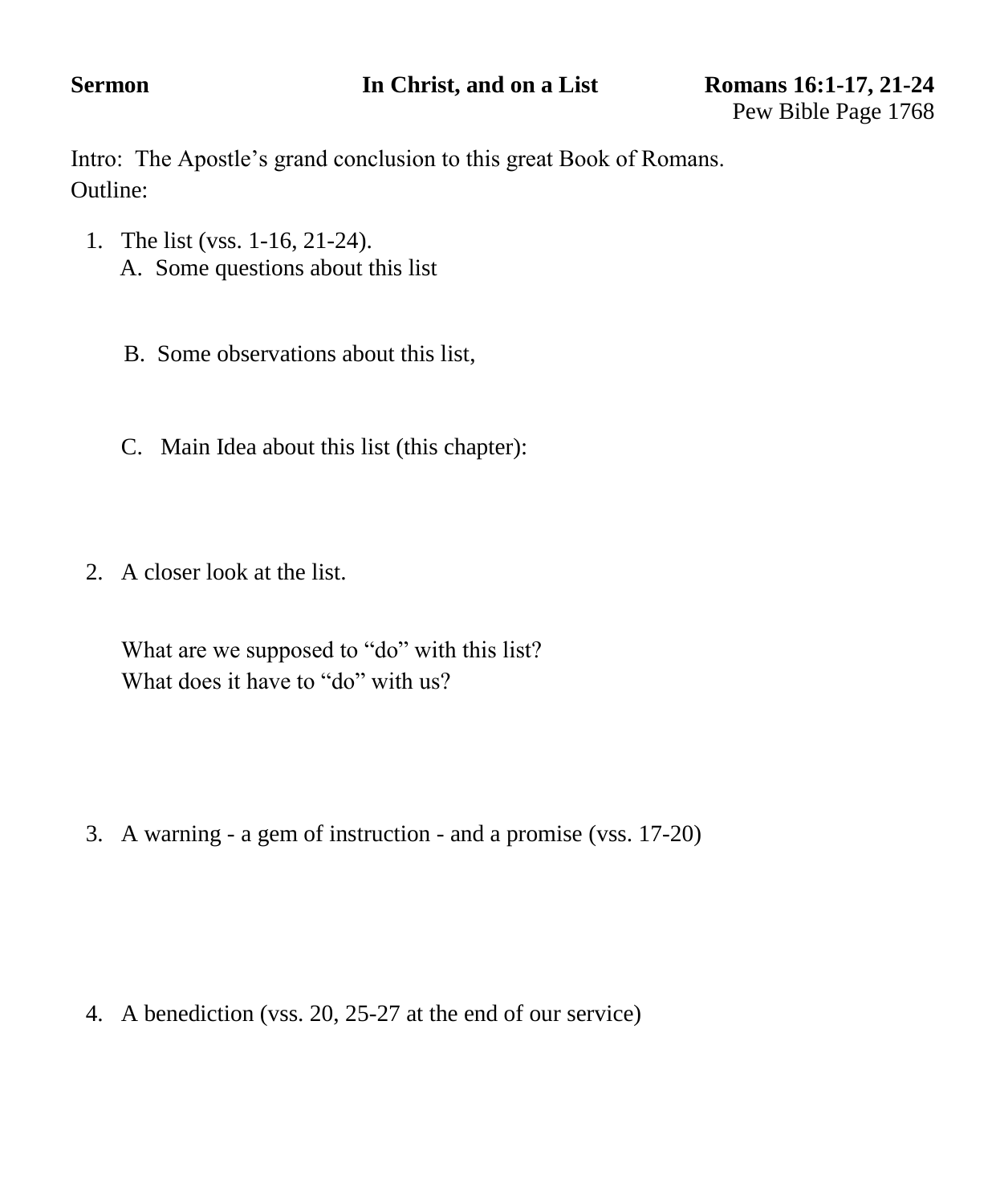**Sermon** **In Christ, and on a List** **Romans 16:1-17, 21-24**

Pew Bible Page 1768

Intro: The Apostle's grand conclusion to this great Book of Romans.

Outline:

1. The list (vss. 1-16, 21-24).
   A. Some questions about this list

   B. Some observations about this list,

   C. Main Idea about this list (this chapter):

2. A closer look at the list.

   What are we supposed to "do" with this list?
   What does it have to "do" with us?

3. A warning - a gem of instruction - and a promise (vss. 17-20)

4. A benediction (vss. 20, 25-27 at the end of our service)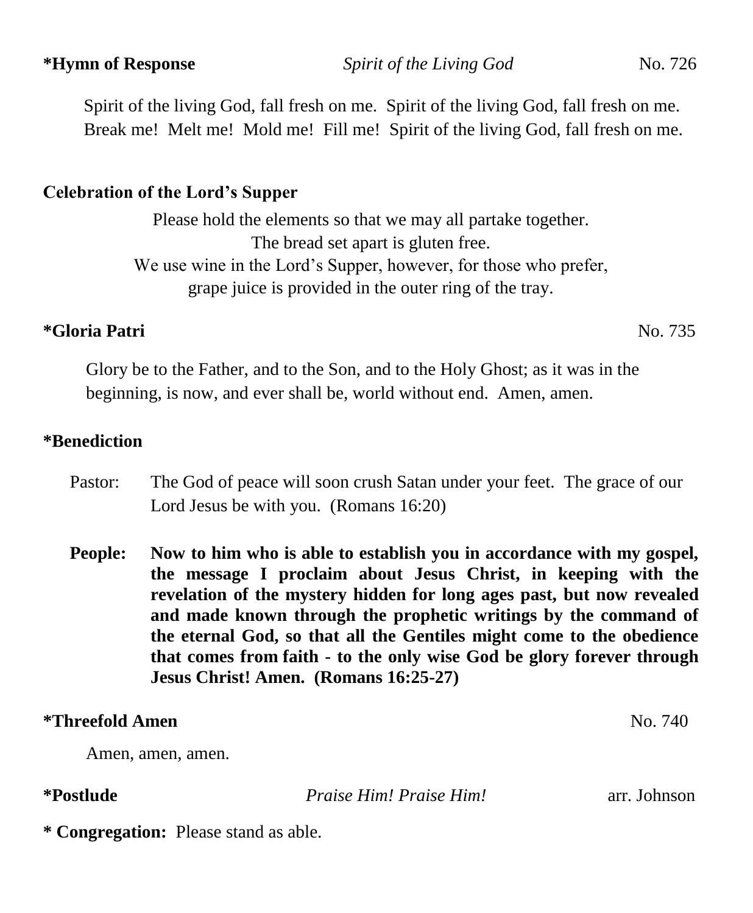**\*Hymn of Response** *Spirit of the Living God* No. 726

Spirit of the living God, fall fresh on me. Spirit of the living God, fall fresh on me.
Break me! Melt me! Mold me! Fill me! Spirit of the living God, fall fresh on me.

**Celebration of the Lord's Supper**

Please hold the elements so that we may all partake together.
The bread set apart is gluten free.
We use wine in the Lord's Supper, however, for those who prefer,
grape juice is provided in the outer ring of the tray.

**\*Gloria Patri** No. 735

Glory be to the Father, and to the Son, and to the Holy Ghost; as it was in the beginning, is now, and ever shall be, world without end. Amen, amen.

**\*Benediction**

Pastor: The God of peace will soon crush Satan under your feet. The grace of our Lord Jesus be with you. (Romans 16:20)

**People: Now to him who is able to establish you in accordance with my gospel, the message I proclaim about Jesus Christ, in keeping with the revelation of the mystery hidden for long ages past, but now revealed and made known through the prophetic writings by the command of the eternal God, so that all the Gentiles might come to the obedience that comes from faith - to the only wise God be glory forever through Jesus Christ! Amen. (Romans 16:25-27)**

**\*Threefold Amen** No. 740

Amen, amen, amen.

**\*Postlude** *Praise Him! Praise Him!* arr. Johnson

**\* Congregation:** Please stand as able.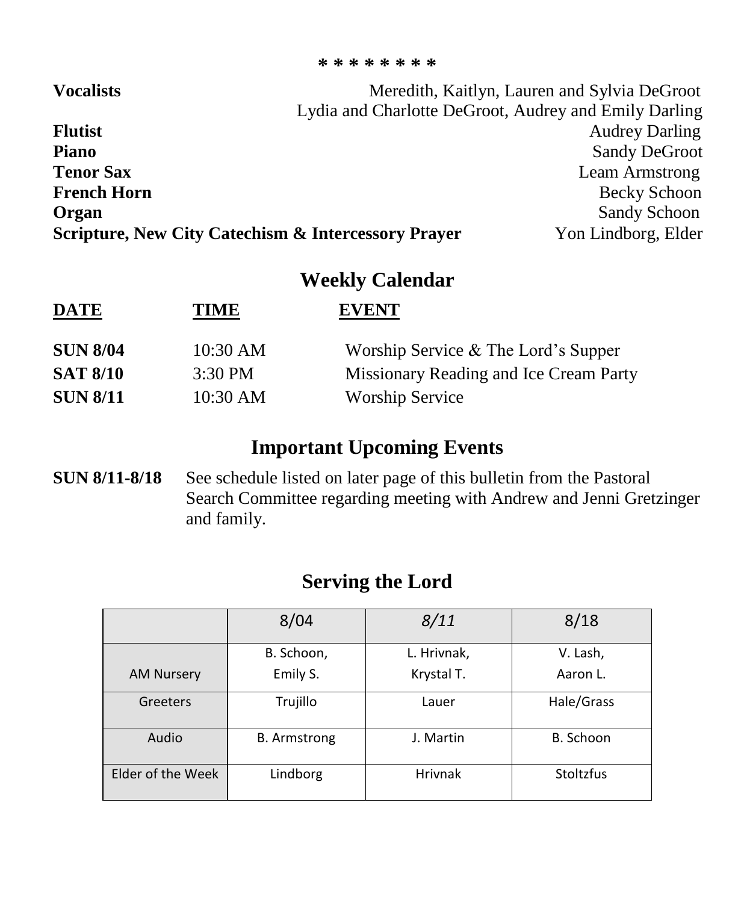\* \* \* \* \* \* \* \*

| | |
|---|---|
| **Vocalists** | Meredith, Kaitlyn, Lauren and Sylvia DeGroot<br>Lydia and Charlotte DeGroot, Audrey and Emily Darling |
| **Flutist** | Audrey Darling |
| **Piano** | Sandy DeGroot |
| **Tenor Sax** | Leam Armstrong |
| **French Horn** | Becky Schoon |
| **Organ** | Sandy Schoon |
| **Scripture, New City Catechism & Intercessory Prayer** | Yon Lindborg, Elder |

## Weekly Calendar

| **DATE** | **TIME** | **EVENT** |
|---|---|---|
| **SUN 8/04** | 10:30 AM | Worship Service & The Lord's Supper |
| **SAT 8/10** | 3:30 PM | Missionary Reading and Ice Cream Party |
| **SUN 8/11** | 10:30 AM | Worship Service |

## Important Upcoming Events

**SUN 8/11-8/18** See schedule listed on later page of this bulletin from the Pastoral Search Committee regarding meeting with Andrew and Jenni Gretzinger and family.

## Serving the Lord

| | 8/04 | *8/11* | 8/18 |
|---|---|---|---|
| AM Nursery | B. Schoon, Emily S. | L. Hrivnak, Krystal T. | V. Lash, Aaron L. |
| Greeters | Trujillo | Lauer | Hale/Grass |
| Audio | B. Armstrong | J. Martin | B. Schoon |
| Elder of the Week | Lindborg | Hrivnak | Stoltzfus |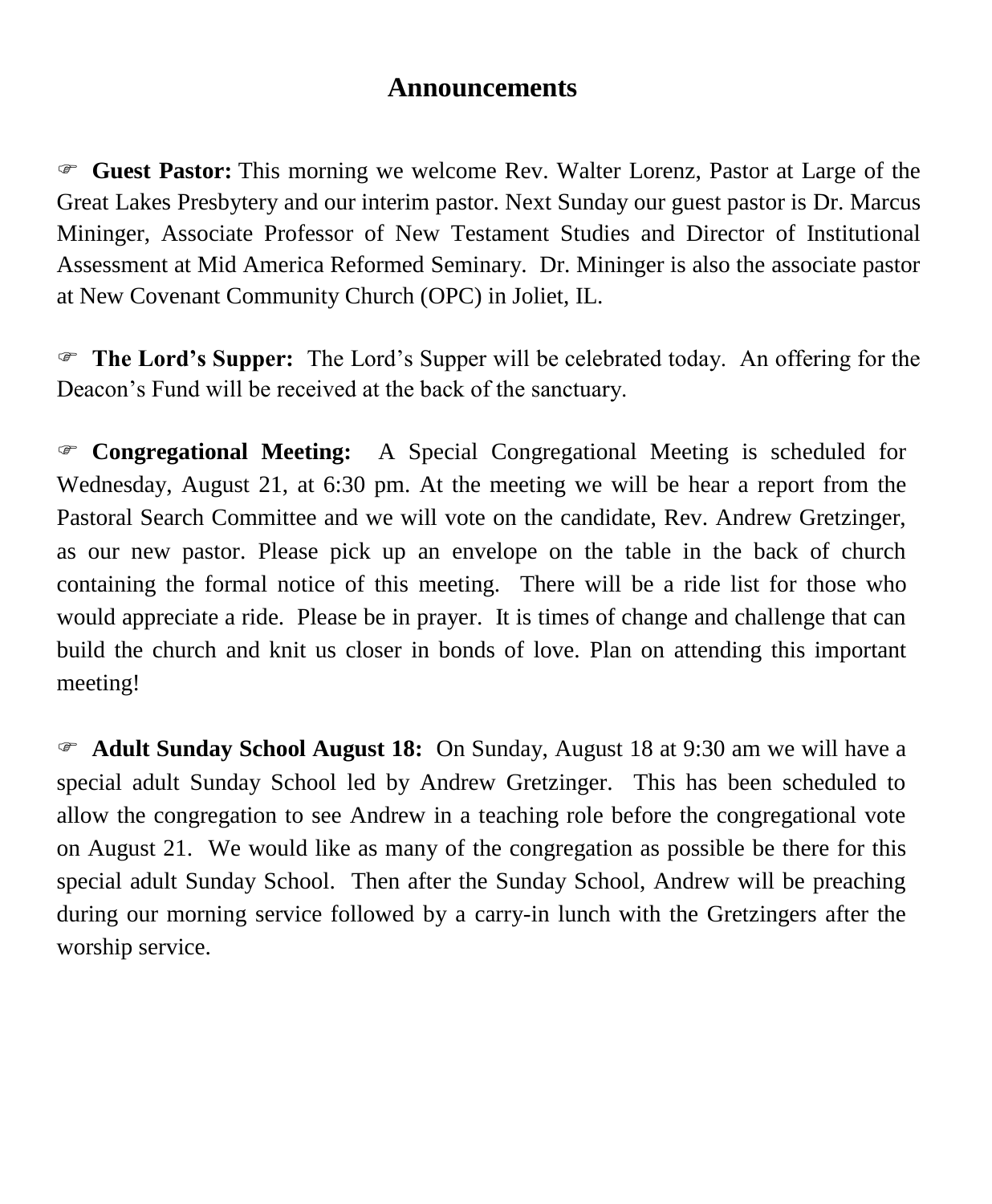# Announcements

☞ **Guest Pastor:** This morning we welcome Rev. Walter Lorenz, Pastor at Large of the Great Lakes Presbytery and our interim pastor. Next Sunday our guest pastor is Dr. Marcus Mininger, Associate Professor of New Testament Studies and Director of Institutional Assessment at Mid America Reformed Seminary. Dr. Mininger is also the associate pastor at New Covenant Community Church (OPC) in Joliet, IL.

☞ **The Lord's Supper:** The Lord's Supper will be celebrated today. An offering for the Deacon's Fund will be received at the back of the sanctuary.

☞ **Congregational Meeting:** A Special Congregational Meeting is scheduled for Wednesday, August 21, at 6:30 pm. At the meeting we will be hear a report from the Pastoral Search Committee and we will vote on the candidate, Rev. Andrew Gretzinger, as our new pastor. Please pick up an envelope on the table in the back of church containing the formal notice of this meeting. There will be a ride list for those who would appreciate a ride. Please be in prayer. It is times of change and challenge that can build the church and knit us closer in bonds of love. Plan on attending this important meeting!

☞ **Adult Sunday School August 18:** On Sunday, August 18 at 9:30 am we will have a special adult Sunday School led by Andrew Gretzinger. This has been scheduled to allow the congregation to see Andrew in a teaching role before the congregational vote on August 21. We would like as many of the congregation as possible be there for this special adult Sunday School. Then after the Sunday School, Andrew will be preaching during our morning service followed by a carry-in lunch with the Gretzingers after the worship service.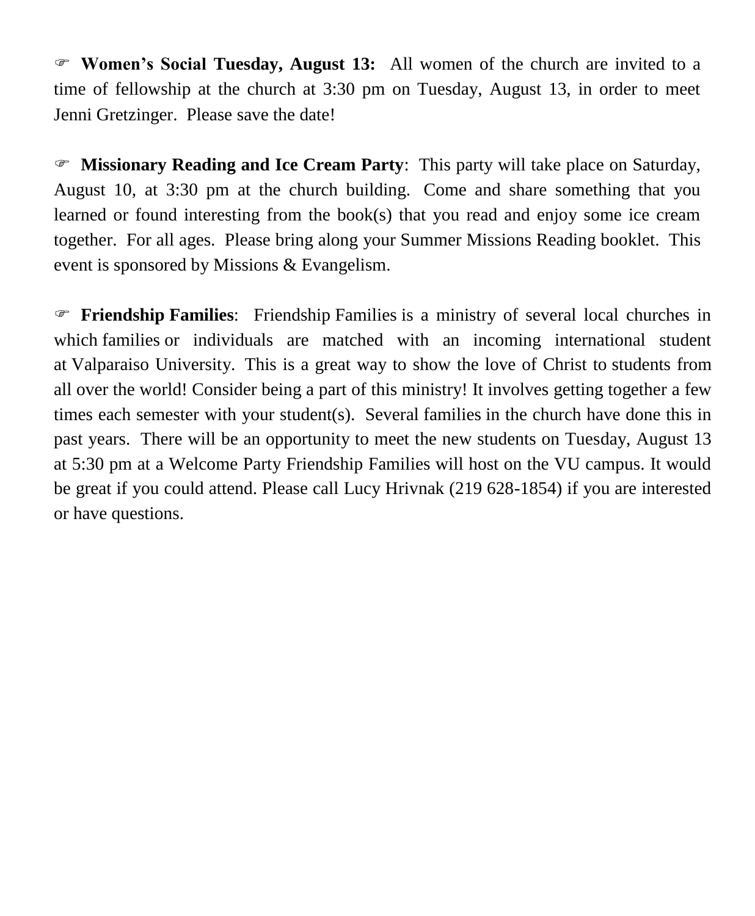☞ **Women's Social Tuesday, August 13:** All women of the church are invited to a time of fellowship at the church at 3:30 pm on Tuesday, August 13, in order to meet Jenni Gretzinger. Please save the date!

☞ **Missionary Reading and Ice Cream Party**: This party will take place on Saturday, August 10, at 3:30 pm at the church building. Come and share something that you learned or found interesting from the book(s) that you read and enjoy some ice cream together. For all ages. Please bring along your Summer Missions Reading booklet. This event is sponsored by Missions & Evangelism.

☞ **Friendship Families**: Friendship Families is a ministry of several local churches in which families or individuals are matched with an incoming international student at Valparaiso University. This is a great way to show the love of Christ to students from all over the world! Consider being a part of this ministry! It involves getting together a few times each semester with your student(s). Several families in the church have done this in past years. There will be an opportunity to meet the new students on Tuesday, August 13 at 5:30 pm at a Welcome Party Friendship Families will host on the VU campus. It would be great if you could attend. Please call Lucy Hrivnak (219 628-1854) if you are interested or have questions.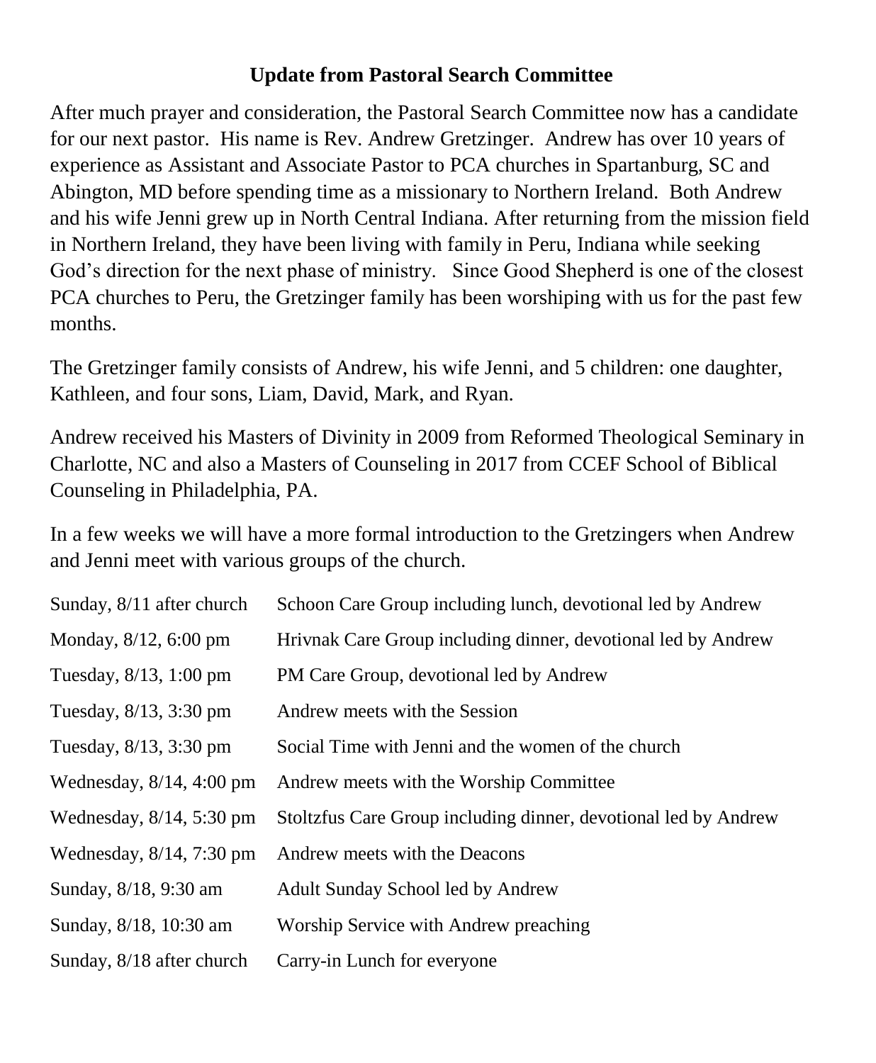**Update from Pastoral Search Committee**

After much prayer and consideration, the Pastoral Search Committee now has a candidate for our next pastor. His name is Rev. Andrew Gretzinger. Andrew has over 10 years of experience as Assistant and Associate Pastor to PCA churches in Spartanburg, SC and Abington, MD before spending time as a missionary to Northern Ireland. Both Andrew and his wife Jenni grew up in North Central Indiana. After returning from the mission field in Northern Ireland, they have been living with family in Peru, Indiana while seeking God's direction for the next phase of ministry. Since Good Shepherd is one of the closest PCA churches to Peru, the Gretzinger family has been worshiping with us for the past few months.

The Gretzinger family consists of Andrew, his wife Jenni, and 5 children: one daughter, Kathleen, and four sons, Liam, David, Mark, and Ryan.

Andrew received his Masters of Divinity in 2009 from Reformed Theological Seminary in Charlotte, NC and also a Masters of Counseling in 2017 from CCEF School of Biblical Counseling in Philadelphia, PA.

In a few weeks we will have a more formal introduction to the Gretzingers when Andrew and Jenni meet with various groups of the church.

| | |
|---|---|
| Sunday, 8/11 after church | Schoon Care Group including lunch, devotional led by Andrew |
| Monday, 8/12, 6:00 pm | Hrivnak Care Group including dinner, devotional led by Andrew |
| Tuesday, 8/13, 1:00 pm | PM Care Group, devotional led by Andrew |
| Tuesday, 8/13, 3:30 pm | Andrew meets with the Session |
| Tuesday, 8/13, 3:30 pm | Social Time with Jenni and the women of the church |
| Wednesday, 8/14, 4:00 pm | Andrew meets with the Worship Committee |
| Wednesday, 8/14, 5:30 pm | Stoltzfus Care Group including dinner, devotional led by Andrew |
| Wednesday, 8/14, 7:30 pm | Andrew meets with the Deacons |
| Sunday, 8/18, 9:30 am | Adult Sunday School led by Andrew |
| Sunday, 8/18, 10:30 am | Worship Service with Andrew preaching |
| Sunday, 8/18 after church | Carry-in Lunch for everyone |